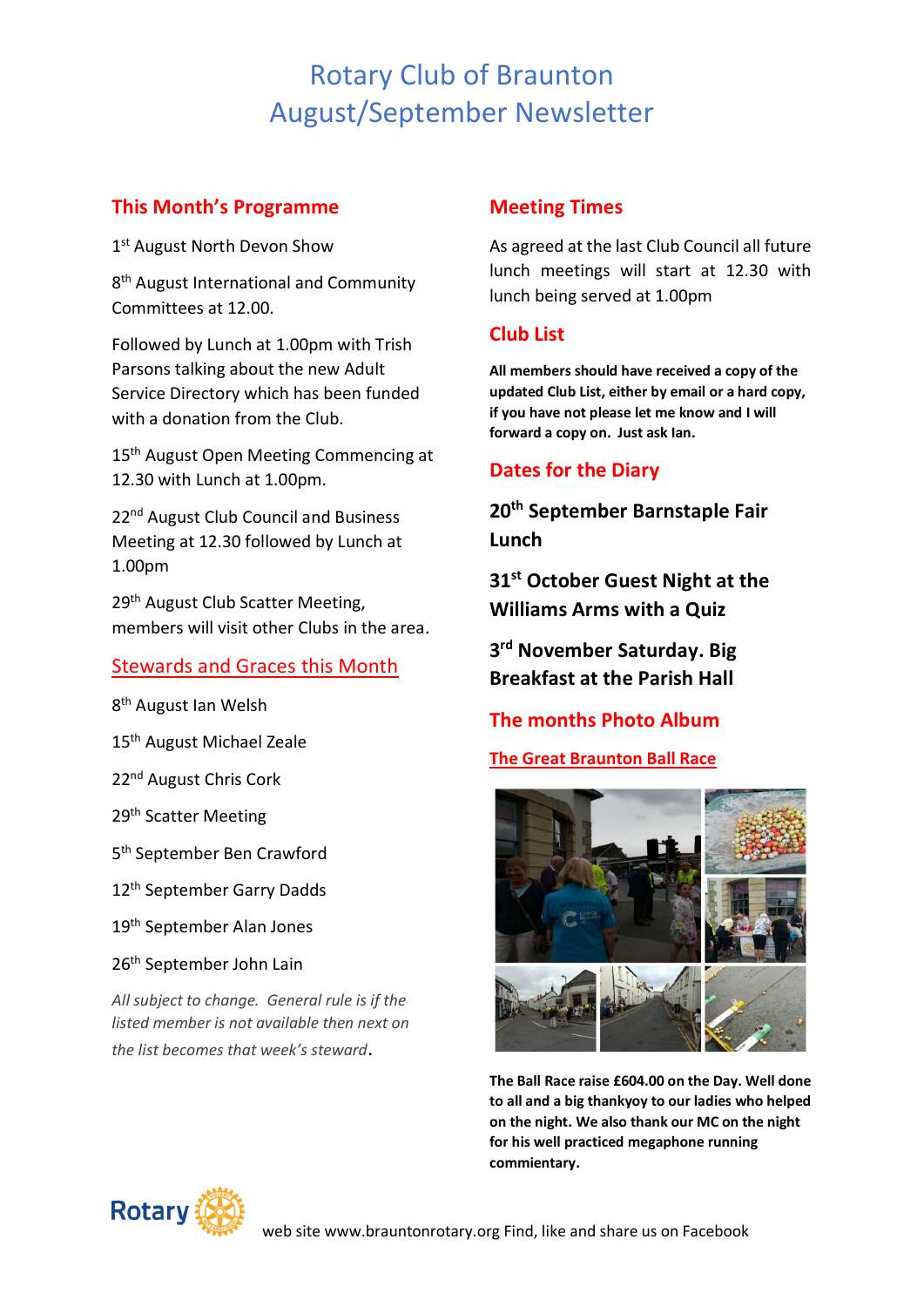# Rotary Club of Braunton
# August/September Newsletter

## This Month's Programme

1st August North Devon Show

8th August International and Community Committees at 12.00.

Followed by Lunch at 1.00pm with Trish Parsons talking about the new Adult Service Directory which has been funded with a donation from the Club.

15th August Open Meeting Commencing at 12.30 with Lunch at 1.00pm.

22nd August Club Council and Business Meeting at 12.30 followed by Lunch at 1.00pm

29th August Club Scatter Meeting, members will visit other Clubs in the area.

## Stewards and Graces this Month

8th August Ian Welsh

15th August Michael Zeale

22nd August Chris Cork

29th Scatter Meeting

5th September Ben Crawford

12th September Garry Dadds

19th September Alan Jones

26th September John Lain

*All subject to change. General rule is if the listed member is not available then next on the list becomes that week's steward.*

## Meeting Times

As agreed at the last Club Council all future lunch meetings will start at 12.30 with lunch being served at 1.00pm

## Club List

**All members should have received a copy of the updated Club List, either by email or a hard copy, if you have not please let me know and I will forward a copy on. Just ask Ian.**

## Dates for the Diary

**20th September Barnstaple Fair Lunch**

**31st October Guest Night at the Williams Arms with a Quiz**

**3rd November Saturday. Big Breakfast at the Parish Hall**

## The months Photo Album

**The Great Braunton Ball Race**

**The Ball Race raise £604.00 on the Day. Well done to all and a big thankyoy to our ladies who helped on the night. We also thank our MC on the night for his well practiced megaphone running commientary.**

Rotary web site www.brauntonrotary.org Find, like and share us on Facebook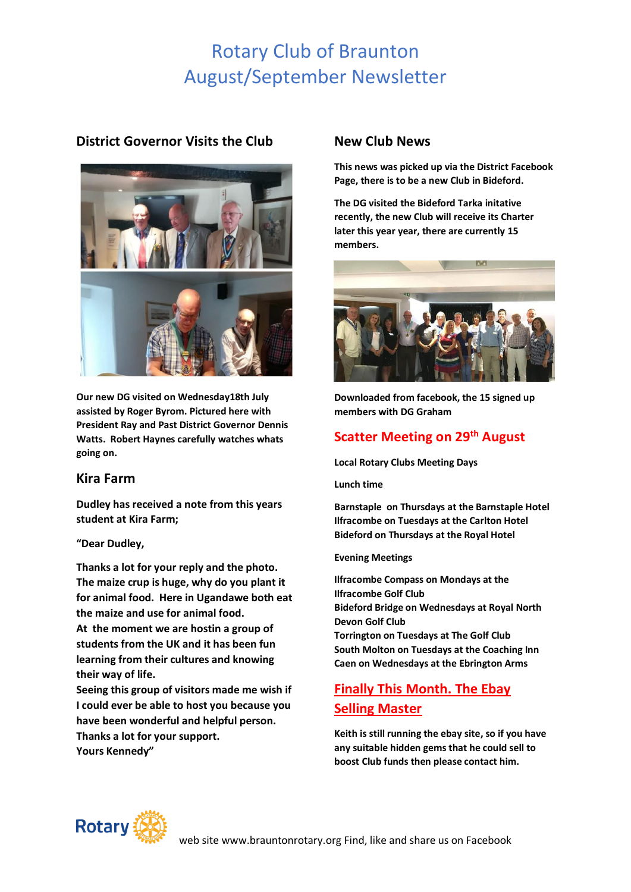# Rotary Club of Braunton
# August/September Newsletter

## District Governor Visits the Club

**Our new DG visited on Wednesday18th July assisted by Roger Byrom. Pictured here with President Ray and Past District Governor Dennis Watts. Robert Haynes carefully watches whats going on.**

## Kira Farm

**Dudley has received a note from this years student at Kira Farm;**

**"Dear Dudley,**

**Thanks a lot for your reply and the photo. The maize crup is huge, why do you plant it for animal food. Here in Ugandawe both eat the maize and use for animal food.**
**At the moment we are hostin a group of students from the UK and it has been fun learning from their cultures and knowing their way of life.**
**Seeing this group of visitors made me wish if I could ever be able to host you because you have been wonderful and helpful person.**
**Thanks a lot for your support.**
**Yours Kennedy"**

## New Club News

**This news was picked up via the District Facebook Page, there is to be a new Club in Bideford.**

**The DG visited the Bideford Tarka initative recently, the new Club will receive its Charter later this year year, there are currently 15 members.**

**Downloaded from facebook, the 15 signed up members with DG Graham**

## Scatter Meeting on 29th August

**Local Rotary Clubs Meeting Days**

**Lunch time**

**Barnstaple on Thursdays at the Barnstaple Hotel**
**Ilfracombe on Tuesdays at the Carlton Hotel**
**Bideford on Thursdays at the Royal Hotel**

**Evening Meetings**

**Ilfracombe Compass on Mondays at the Ilfracombe Golf Club**
**Bideford Bridge on Wednesdays at Royal North Devon Golf Club**
**Torrington on Tuesdays at The Golf Club**
**South Molton on Tuesdays at the Coaching Inn**
**Caen on Wednesdays at the Ebrington Arms**

## Finally This Month. The Ebay Selling Master

**Keith is still running the ebay site, so if you have any suitable hidden gems that he could sell to boost Club funds then please contact him.**

web site www.brauntonrotary.org Find, like and share us on Facebook